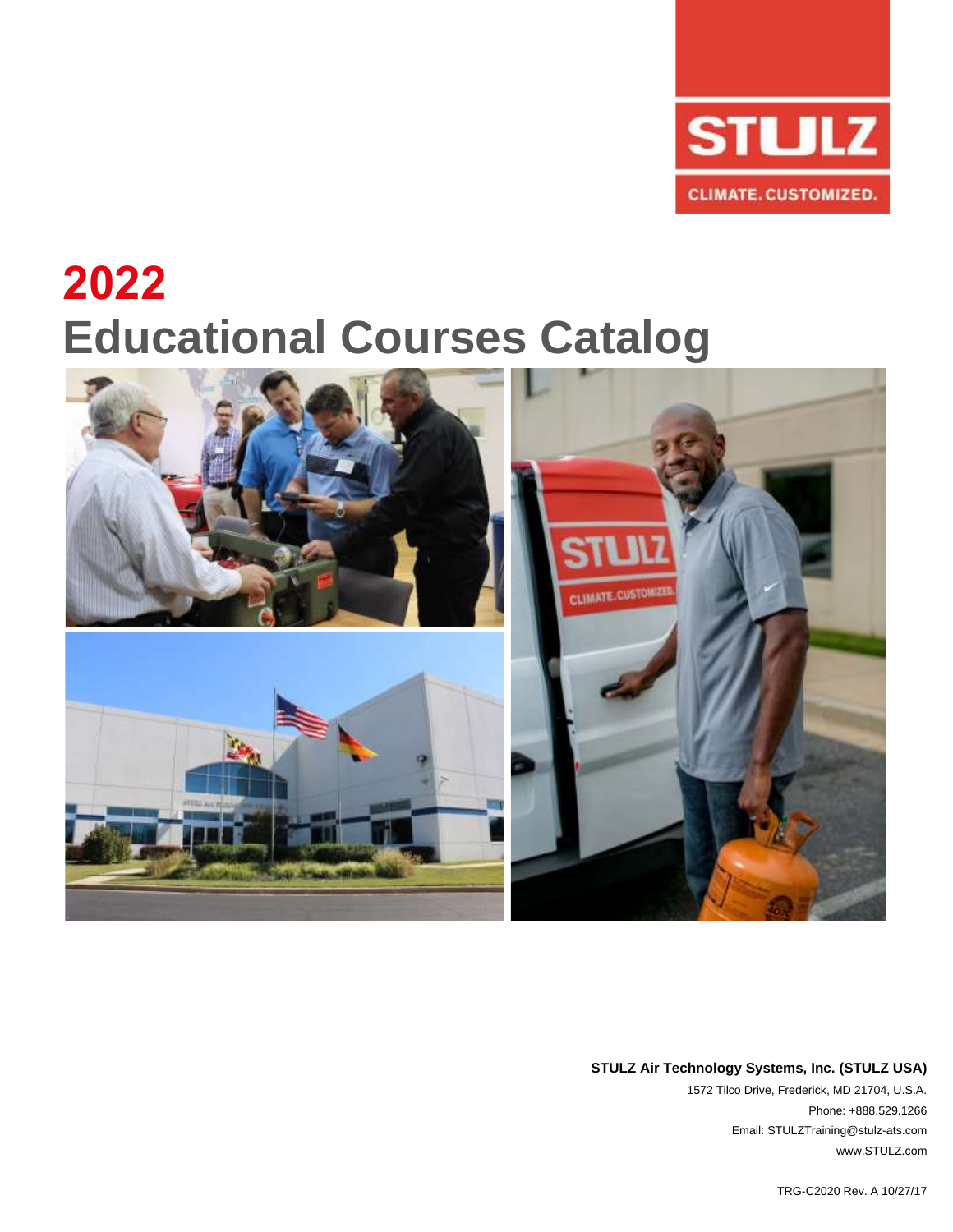# 2022

# Educational Courses Catalog

**STULZ Air Technology Systems, Inc. (STULZ USA)**

1572 Tilco Drive, Frederick, MD 21704, U.S.A.

Phone: +888.529.1266

Email: STULZTraining@stulz-ats.com

www.STULZ.com

TRG-C2020 Rev. A 10/27/17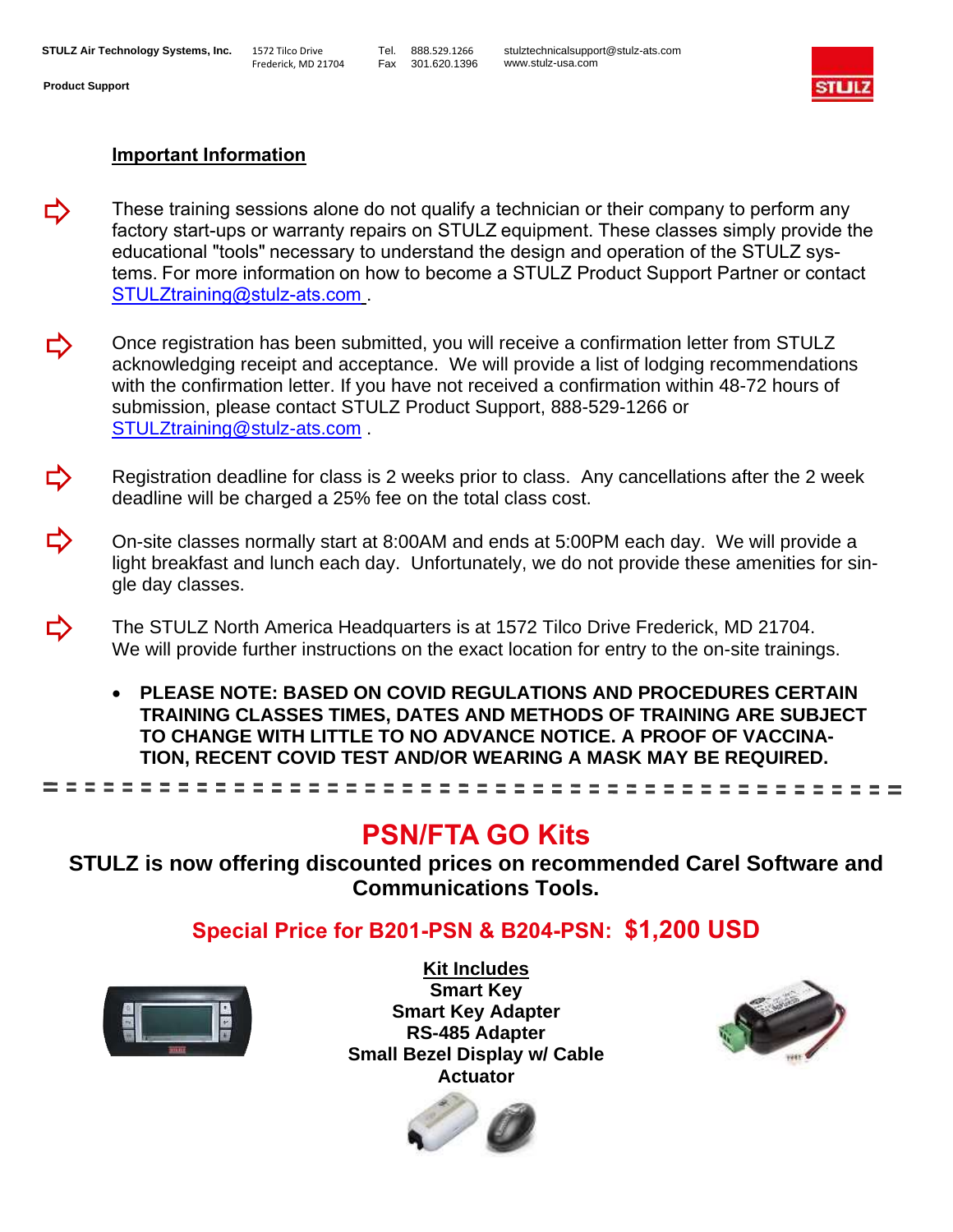STULZ Air Technology Systems, Inc. 1572 Tilco Drive Frederick, MD 21704 Tel. 888.529.1266 Fax 301.620.1396 stulztechnicalsupport@stulz-ats.com www.stulz-usa.com

Product Support

## Important Information

- These training sessions alone do not qualify a technician or their company to perform any factory start-ups or warranty repairs on STULZ equipment. These classes simply provide the educational "tools" necessary to understand the design and operation of the STULZ systems. For more information on how to become a STULZ Product Support Partner or contact STULZtraining@stulz-ats.com .

- Once registration has been submitted, you will receive a confirmation letter from STULZ acknowledging receipt and acceptance. We will provide a list of lodging recommendations with the confirmation letter. If you have not received a confirmation within 48-72 hours of submission, please contact STULZ Product Support, 888-529-1266 or STULZtraining@stulz-ats.com .

- Registration deadline for class is 2 weeks prior to class. Any cancellations after the 2 week deadline will be charged a 25% fee on the total class cost.

- On-site classes normally start at 8:00AM and ends at 5:00PM each day. We will provide a light breakfast and lunch each day. Unfortunately, we do not provide these amenities for single day classes.

- The STULZ North America Headquarters is at 1572 Tilco Drive Frederick, MD 21704. We will provide further instructions on the exact location for entry to the on-site trainings.

  - **PLEASE NOTE: BASED ON COVID REGULATIONS AND PROCEDURES CERTAIN TRAINING CLASSES TIMES, DATES AND METHODS OF TRAINING ARE SUBJECT TO CHANGE WITH LITTLE TO NO ADVANCE NOTICE. A PROOF OF VACCINATION, RECENT COVID TEST AND/OR WEARING A MASK MAY BE REQUIRED.**

---

## PSN/FTA GO Kits

**STULZ is now offering discounted prices on recommended Carel Software and Communications Tools.**

**Special Price for B201-PSN & B204-PSN: $1,200 USD**

**Kit Includes**

**Smart Key**

**Smart Key Adapter**

**RS-485 Adapter**

**Small Bezel Display w/ Cable**

**Actuator**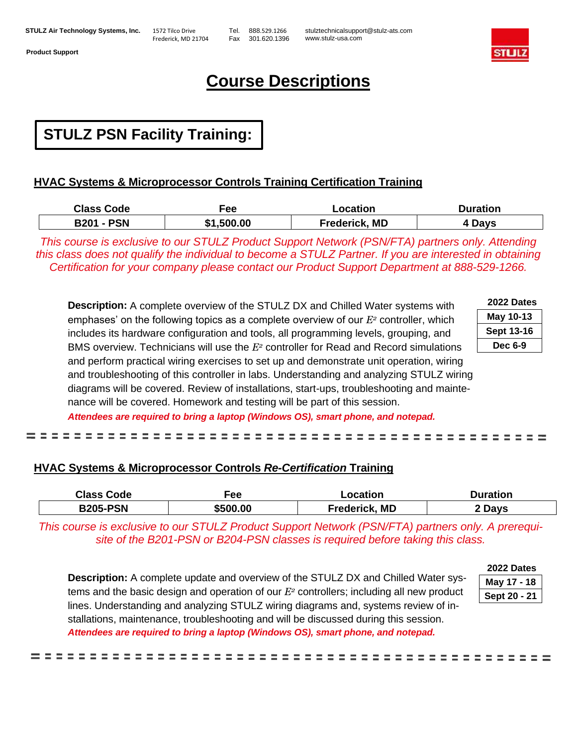# Course Descriptions

## STULZ PSN Facility Training:

### HVAC Systems & Microprocessor Controls Training Certification Training

| Class Code | Fee | Location | Duration |
|---|---|---|---|
| B201 - PSN | $1,500.00 | Frederick, MD | 4 Days |

*This course is exclusive to our STULZ Product Support Network (PSN/FTA) partners only. Attending this class does not qualify the individual to become a STULZ Partner. If you are interested in obtaining Certification for your company please contact our Product Support Department at 888-529-1266.*

**Description:** A complete overview of the STULZ DX and Chilled Water systems with emphases' on the following topics as a complete overview of our $E^2$ controller, which includes its hardware configuration and tools, all programming levels, grouping, and BMS overview. Technicians will use the $E^2$ controller for Read and Record simulations and perform practical wiring exercises to set up and demonstrate unit operation, wiring and troubleshooting of this controller in labs. Understanding and analyzing STULZ wiring diagrams will be covered. Review of installations, start-ups, troubleshooting and maintenance will be covered. Homework and testing will be part of this session.

***Attendees are required to bring a laptop (Windows OS), smart phone, and notepad.***

| 2022 Dates |
|---|
| May 10-13 |
| Sept 13-16 |
| Dec 6-9 |

---

### HVAC Systems & Microprocessor Controls *Re-Certification* Training

| Class Code | Fee | Location | Duration |
|---|---|---|---|
| B205-PSN | $500.00 | Frederick, MD | 2 Days |

*This course is exclusive to our STULZ Product Support Network (PSN/FTA) partners only. A prerequisite of the B201-PSN or B204-PSN classes is required before taking this class.*

**Description:** A complete update and overview of the STULZ DX and Chilled Water systems and the basic design and operation of our $E^2$ controllers; including all new product lines. Understanding and analyzing STULZ wiring diagrams and, systems review of installations, maintenance, troubleshooting and will be discussed during this session.

***Attendees are required to bring a laptop (Windows OS), smart phone, and notepad.***

| 2022 Dates |
|---|
| May 17 - 18 |
| Sept 20 - 21 |

---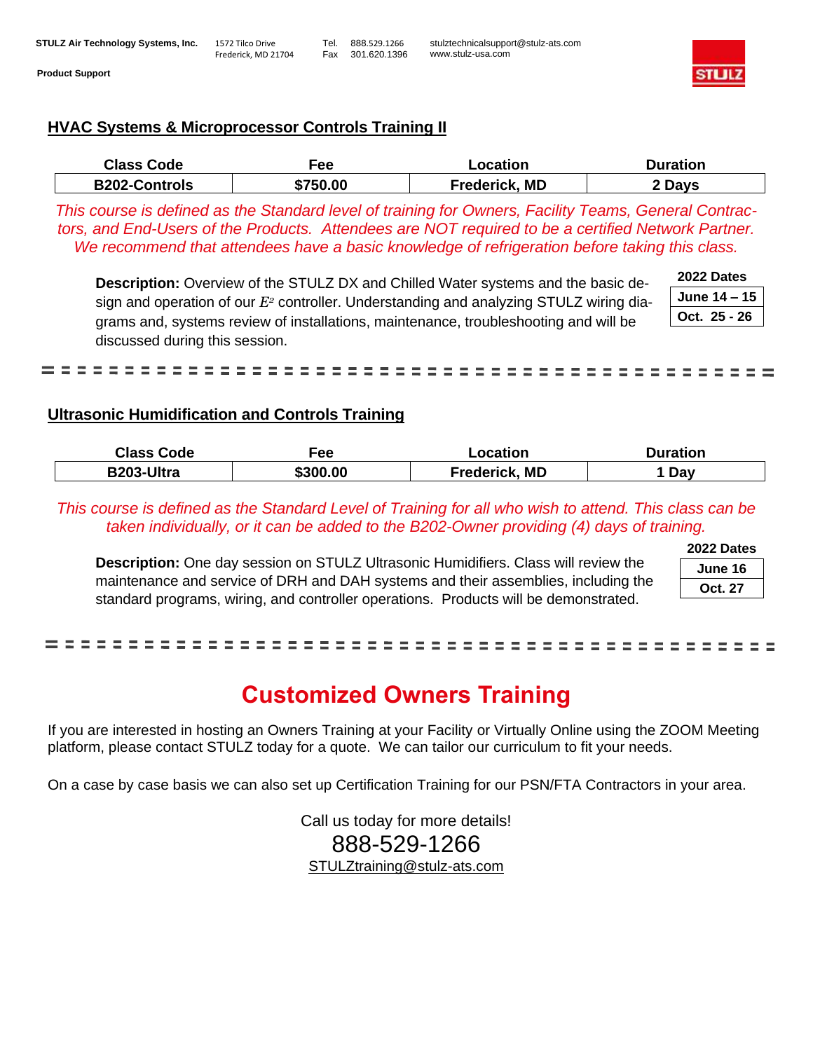## HVAC Systems & Microprocessor Controls Training II

| Class Code | Fee | Location | Duration |
|---|---|---|---|
| **B202-Controls** | **$750.00** | **Frederick, MD** | **2 Days** |

*This course is defined as the Standard level of training for Owners, Facility Teams, General Contractors, and End-Users of the Products. Attendees are NOT required to be a certified Network Partner. We recommend that attendees have a basic knowledge of refrigeration before taking this class.*

**Description:** Overview of the STULZ DX and Chilled Water systems and the basic design and operation of our $E^2$ controller. Understanding and analyzing STULZ wiring diagrams and, systems review of installations, maintenance, troubleshooting and will be discussed during this session.

| 2022 Dates |
|---|
| **June 14 – 15** |
| **Oct. 25 - 26** |

---

## Ultrasonic Humidification and Controls Training

| Class Code | Fee | Location | Duration |
|---|---|---|---|
| **B203-Ultra** | **$300.00** | **Frederick, MD** | **1 Day** |

*This course is defined as the Standard Level of Training for all who wish to attend. This class can be taken individually, or it can be added to the B202-Owner providing (4) days of training.*

**Description:** One day session on STULZ Ultrasonic Humidifiers. Class will review the maintenance and service of DRH and DAH systems and their assemblies, including the standard programs, wiring, and controller operations. Products will be demonstrated.

| 2022 Dates |
|---|
| **June 16** |
| **Oct. 27** |

---

# Customized Owners Training

If you are interested in hosting an Owners Training at your Facility or Virtually Online using the ZOOM Meeting platform, please contact STULZ today for a quote. We can tailor our curriculum to fit your needs.

On a case by case basis we can also set up Certification Training for our PSN/FTA Contractors in your area.

Call us today for more details!

888-529-1266

STULZtraining@stulz-ats.com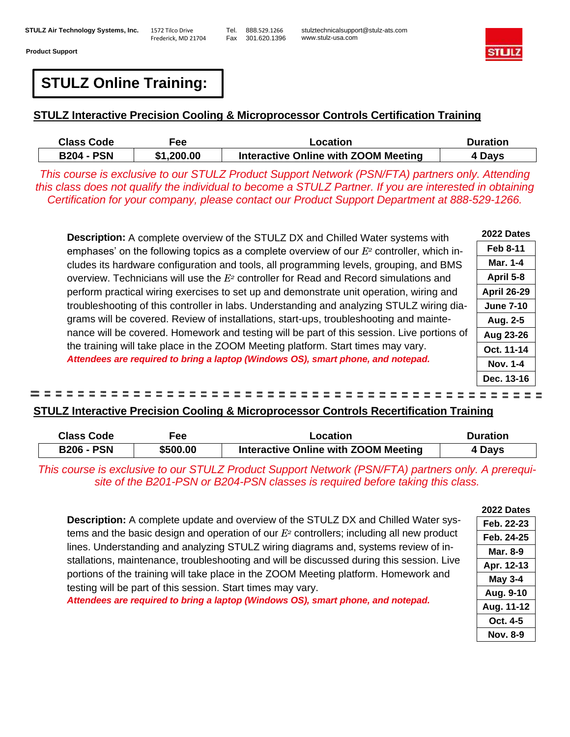**STULZ Air Technology Systems, Inc.** 1572 Tilco Drive, Frederick, MD 21704 Tel. 888.529.1266 Fax 301.620.1396 stulztechnicalsupport@stulz-ats.com www.stulz-usa.com

**Product Support**

# STULZ Online Training:

## STULZ Interactive Precision Cooling & Microprocessor Controls Certification Training

| Class Code | Fee | Location | Duration |
|---|---|---|---|
| B204 - PSN | $1,200.00 | Interactive Online with ZOOM Meeting | 4 Days |

*This course is exclusive to our STULZ Product Support Network (PSN/FTA) partners only. Attending this class does not qualify the individual to become a STULZ Partner. If you are interested in obtaining Certification for your company, please contact our Product Support Department at 888-529-1266.*

**Description:** A complete overview of the STULZ DX and Chilled Water systems with emphases' on the following topics as a complete overview of our $E^2$ controller, which includes its hardware configuration and tools, all programming levels, grouping, and BMS overview. Technicians will use the $E^2$ controller for Read and Record simulations and perform practical wiring exercises to set up and demonstrate unit operation, wiring and troubleshooting of this controller in labs. Understanding and analyzing STULZ wiring diagrams will be covered. Review of installations, start-ups, troubleshooting and maintenance will be covered. Homework and testing will be part of this session. Live portions of the training will take place in the ZOOM Meeting platform. Start times may vary.

***Attendees are required to bring a laptop (Windows OS), smart phone, and notepad.***

| 2022 Dates |
|---|
| Feb 8-11 |
| Mar. 1-4 |
| April 5-8 |
| April 26-29 |
| June 7-10 |
| Aug. 2-5 |
| Aug 23-26 |
| Oct. 11-14 |
| Nov. 1-4 |
| Dec. 13-16 |

## STULZ Interactive Precision Cooling & Microprocessor Controls Recertification Training

| Class Code | Fee | Location | Duration |
|---|---|---|---|
| B206 - PSN | $500.00 | Interactive Online with ZOOM Meeting | 4 Days |

*This course is exclusive to our STULZ Product Support Network (PSN/FTA) partners only. A prerequisite of the B201-PSN or B204-PSN classes is required before taking this class.*

**Description:** A complete update and overview of the STULZ DX and Chilled Water systems and the basic design and operation of our $E^2$ controllers; including all new product lines. Understanding and analyzing STULZ wiring diagrams and, systems review of installations, maintenance, troubleshooting and will be discussed during this session. Live portions of the training will take place in the ZOOM Meeting platform. Homework and testing will be part of this session. Start times may vary.

***Attendees are required to bring a laptop (Windows OS), smart phone, and notepad.***

| 2022 Dates |
|---|
| Feb. 22-23 |
| Feb. 24-25 |
| Mar. 8-9 |
| Apr. 12-13 |
| May 3-4 |
| Aug. 9-10 |
| Aug. 11-12 |
| Oct. 4-5 |
| Nov. 8-9 |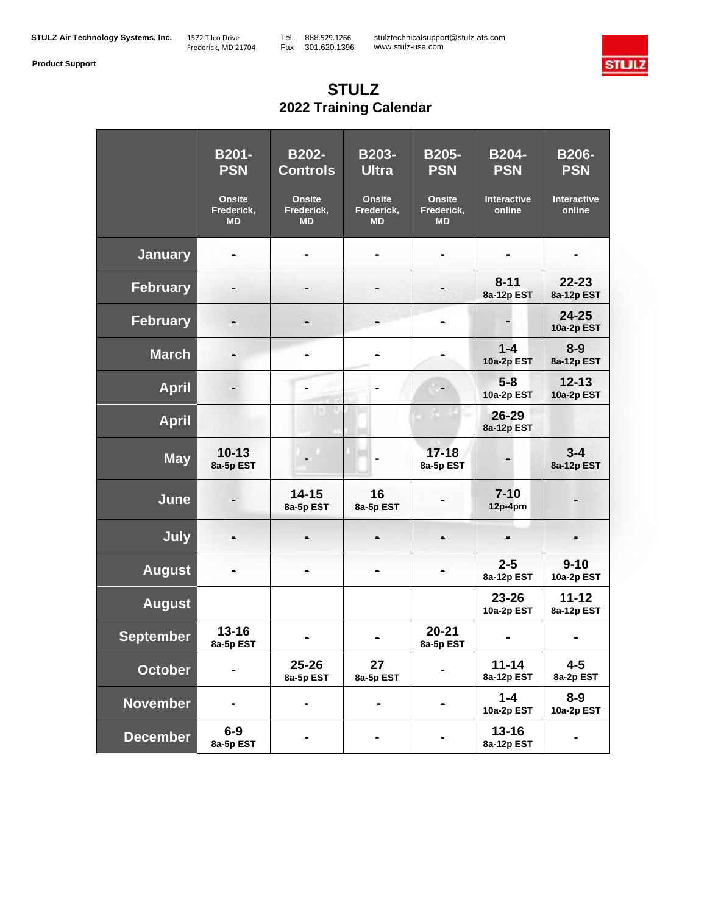STULZ Air Technology Systems, Inc. 1572 Tilco Drive Frederick, MD 21704 Tel. 888.529.1266 Fax 301.620.1396 stulztechnicalsupport@stulz-ats.com www.stulz-usa.com

**Product Support**

# STULZ
## 2022 Training Calendar

| | B201-PSN Onsite Frederick, MD | B202-Controls Onsite Frederick, MD | B203-Ultra Onsite Frederick, MD | B205-PSN Onsite Frederick, MD | B204-PSN Interactive online | B206-PSN Interactive online |
|---|---|---|---|---|---|---|
| January | - | - | - | - | - | - |
| February | - | - | - | - | 8-11 8a-12p EST | 22-23 8a-12p EST |
| February | - | - | - | - | - | 24-25 10a-2p EST |
| March | - | - | - | - | 1-4 10a-2p EST | 8-9 8a-12p EST |
| April | - | - | - | - | 5-8 10a-2p EST | 12-13 10a-2p EST |
| April | | | | | 26-29 8a-12p EST | |
| May | 10-13 8a-5p EST | - | - | 17-18 8a-5p EST | - | 3-4 8a-12p EST |
| June | - | 14-15 8a-5p EST | 16 8a-5p EST | - | 7-10 12p-4pm | - |
| July | - | - | - | - | - | - |
| August | - | - | - | - | 2-5 8a-12p EST | 9-10 10a-2p EST |
| August | | | | | 23-26 10a-2p EST | 11-12 8a-12p EST |
| September | 13-16 8a-5p EST | - | - | 20-21 8a-5p EST | - | - |
| October | - | 25-26 8a-5p EST | 27 8a-5p EST | - | 11-14 8a-12p EST | 4-5 8a-2p EST |
| November | - | - | - | - | 1-4 10a-2p EST | 8-9 10a-2p EST |
| December | 6-9 8a-5p EST | - | - | - | 13-16 8a-12p EST | - |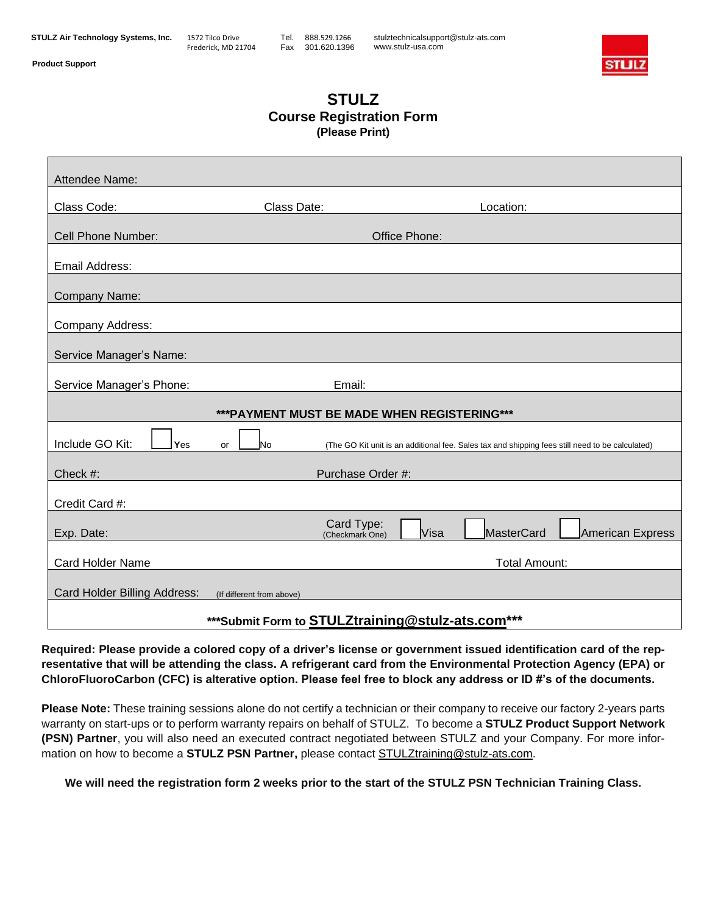**STULZ Air Technology Systems, Inc.** 1572 Tilco Drive Frederick, MD 21704 Tel. 888.529.1266 Fax 301.620.1396 stulztechnicalsupport@stulz-ats.com www.stulz-usa.com

**Product Support**

# STULZ
## Course Registration Form
### (Please Print)

| | | |
|---|---|---|
| Attendee Name: | | |
| Class Code: | Class Date: | Location: |
| Cell Phone Number: | Office Phone: | |
| Email Address: | | |
| Company Name: | | |
| Company Address: | | |
| Service Manager's Name: | | |
| Service Manager's Phone: | Email: | |
| **\*\*\*PAYMENT MUST BE MADE WHEN REGISTERING\*\*\*** | | |
| Include GO Kit: ☐ Yes or ☐ No | (The GO Kit unit is an additional fee. Sales tax and shipping fees still need to be calculated) | |
| Check #: | Purchase Order #: | |
| Credit Card #: | | |
| Exp. Date: | Card Type: (Checkmark One) ☐ Visa ☐ MasterCard ☐ American Express | |
| Card Holder Name | | Total Amount: |
| Card Holder Billing Address: (If different from above) | | |
| **\*\*\*Submit Form to STULZtraining@stulz-ats.com\*\*\*** | | |

**Required: Please provide a colored copy of a driver's license or government issued identification card of the representative that will be attending the class. A refrigerant card from the Environmental Protection Agency (EPA) or ChloroFluoroCarbon (CFC) is alterative option. Please feel free to block any address or ID #'s of the documents.**

**Please Note:** These training sessions alone do not certify a technician or their company to receive our factory 2-years parts warranty on start-ups or to perform warranty repairs on behalf of STULZ. To become a **STULZ Product Support Network (PSN) Partner**, you will also need an executed contract negotiated between STULZ and your Company. For more information on how to become a **STULZ PSN Partner,** please contact STULZtraining@stulz-ats.com.

**We will need the registration form 2 weeks prior to the start of the STULZ PSN Technician Training Class.**